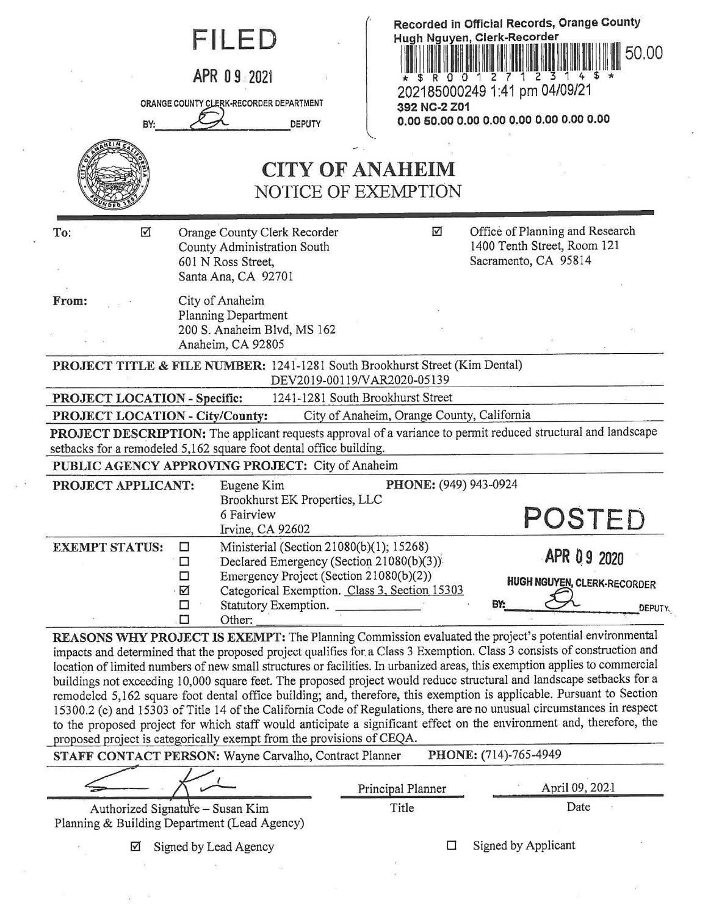**FILED**

**APR 09 2021**

ORANGE COUNTY CLERK-RECORDER DEPARTMENT

BY: ______________ DEPUTY

**Recorded in Official Records, Orange County**
**Hugh Nguyen, Clerk-Recorder**

50.00

\* $ R 0 0 1 2 7 1 2 3 1 4 $ \*

202185000249 1:41 pm 04/09/21

**392 NC-2 Z01**

**0.00 50.00 0.00 0.00 0.00 0.00 0.00 0.00**

# CITY OF ANAHEIM
## NOTICE OF EXEMPTION

**To:** ☑ Orange County Clerk Recorder
County Administration South
601 N Ross Street,
Santa Ana, CA 92701

☑ Office of Planning and Research
1400 Tenth Street, Room 121
Sacramento, CA 95814

**From:** City of Anaheim
Planning Department
200 S. Anaheim Blvd, MS 162
Anaheim, CA 92805

**PROJECT TITLE & FILE NUMBER:** 1241-1281 South Brookhurst Street (Kim Dental)
DEV2019-00119/VAR2020-05139

**PROJECT LOCATION - Specific:** 1241-1281 South Brookhurst Street

**PROJECT LOCATION - City/County:** City of Anaheim, Orange County, California

**PROJECT DESCRIPTION:** The applicant requests approval of a variance to permit reduced structural and landscape setbacks for a remodeled 5,162 square foot dental office building.

**PUBLIC AGENCY APPROVING PROJECT:** City of Anaheim

**PROJECT APPLICANT:** Eugene Kim
Brookhurst EK Properties, LLC
6 Fairview
Irvine, CA 92602

**PHONE:** (949) 943-0924

**POSTED**

**APR 09 2020**

**HUGH NGUYEN, CLERK-RECORDER**

BY: ______________ DEPUTY

**EXEMPT STATUS:**
- ☐ Ministerial (Section 21080(b)(1); 15268)
- ☐ Declared Emergency (Section 21080(b)(3))
- ☐ Emergency Project (Section 21080(b)(2))
- ☑ Categorical Exemption. Class 3, Section 15303
- ☐ Statutory Exemption. ____________
- ☐ Other: ____________

**REASONS WHY PROJECT IS EXEMPT:** The Planning Commission evaluated the project's potential environmental impacts and determined that the proposed project qualifies for a Class 3 Exemption. Class 3 consists of construction and location of limited numbers of new small structures or facilities. In urbanized areas, this exemption applies to commercial buildings not exceeding 10,000 square feet. The proposed project would reduce structural and landscape setbacks for a remodeled 5,162 square foot dental office building; and, therefore, this exemption is applicable. Pursuant to Section 15300.2 (c) and 15303 of Title 14 of the California Code of Regulations, there are no unusual circumstances in respect to the proposed project for which staff would anticipate a significant effect on the environment and, therefore, the proposed project is categorically exempt from the provisions of CEQA.

**STAFF CONTACT PERSON:** Wayne Carvalho, Contract Planner **PHONE:** (714)-765-4949

| | | |
|---|---|---|
| Authorized Signature – Susan Kim<br>Planning & Building Department (Lead Agency) | Principal Planner<br>Title | April 09, 2021<br>Date |

☑ Signed by Lead Agency ☐ Signed by Applicant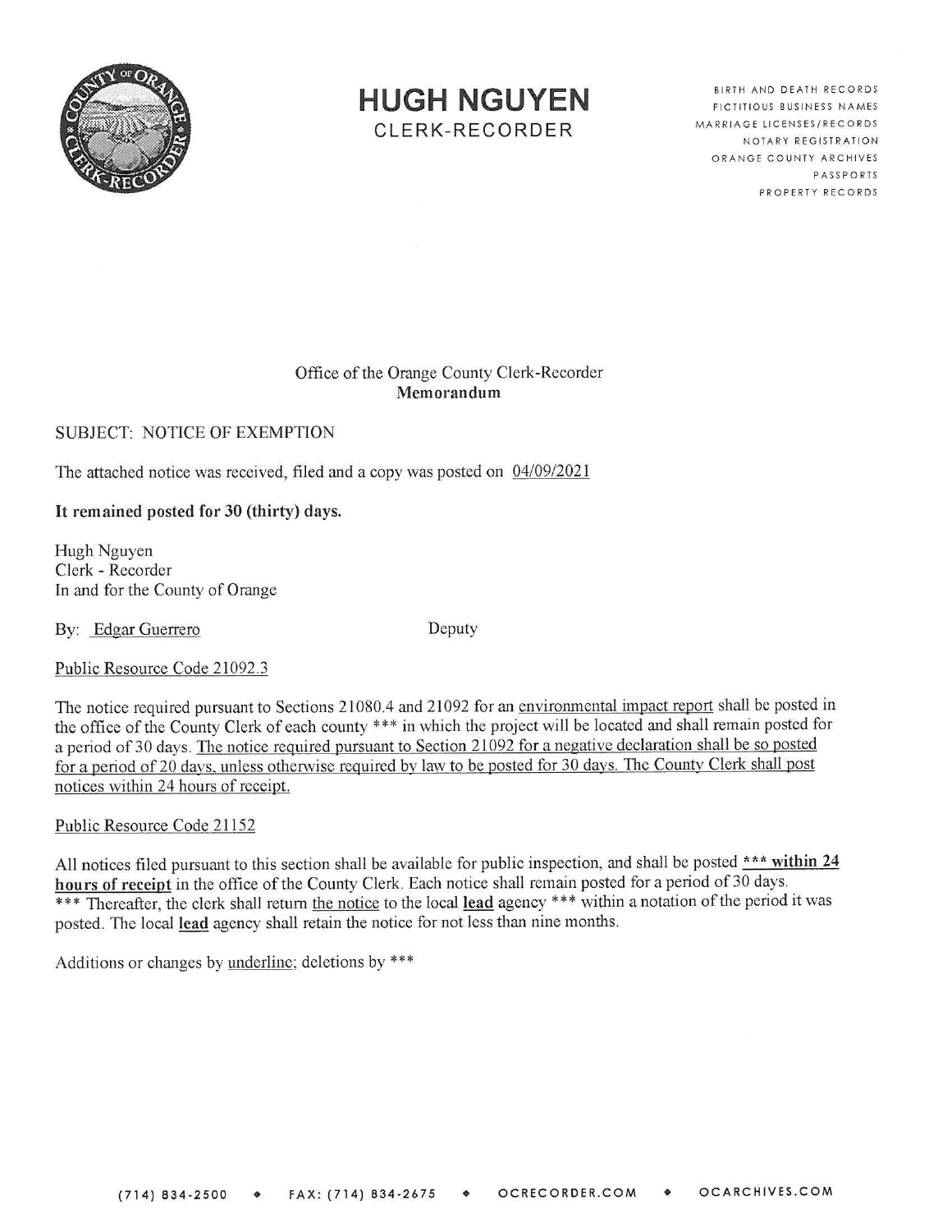# HUGH NGUYEN
CLERK-RECORDER

BIRTH AND DEATH RECORDS
FICTITIOUS BUSINESS NAMES
MARRIAGE LICENSES/RECORDS
NOTARY REGISTRATION
ORANGE COUNTY ARCHIVES
PASSPORTS
PROPERTY RECORDS

Office of the Orange County Clerk-Recorder
**Memorandum**

SUBJECT: NOTICE OF EXEMPTION

The attached notice was received, filed and a copy was posted on 04/09/2021

**It remained posted for 30 (thirty) days.**

Hugh Nguyen
Clerk - Recorder
In and for the County of Orange

By: Edgar Guerrero Deputy

Public Resource Code 21092.3

The notice required pursuant to Sections 21080.4 and 21092 for an environmental impact report shall be posted in the office of the County Clerk of each county *** in which the project will be located and shall remain posted for a period of 30 days. The notice required pursuant to Section 21092 for a negative declaration shall be so posted for a period of 20 days, unless otherwise required by law to be posted for 30 days. The County Clerk shall post notices within 24 hours of receipt.

Public Resource Code 21152

All notices filed pursuant to this section shall be available for public inspection, and shall be posted **\*\*\* within 24 hours of receipt** in the office of the County Clerk. Each notice shall remain posted for a period of 30 days. *** Thereafter, the clerk shall return the notice to the local **lead** agency *** within a notation of the period it was posted. The local **lead** agency shall retain the notice for not less than nine months.

Additions or changes by underline; deletions by ***

(714) 834-2500 ◆ FAX: (714) 834-2675 ◆ OCRECORDER.COM ◆ OCARCHIVES.COM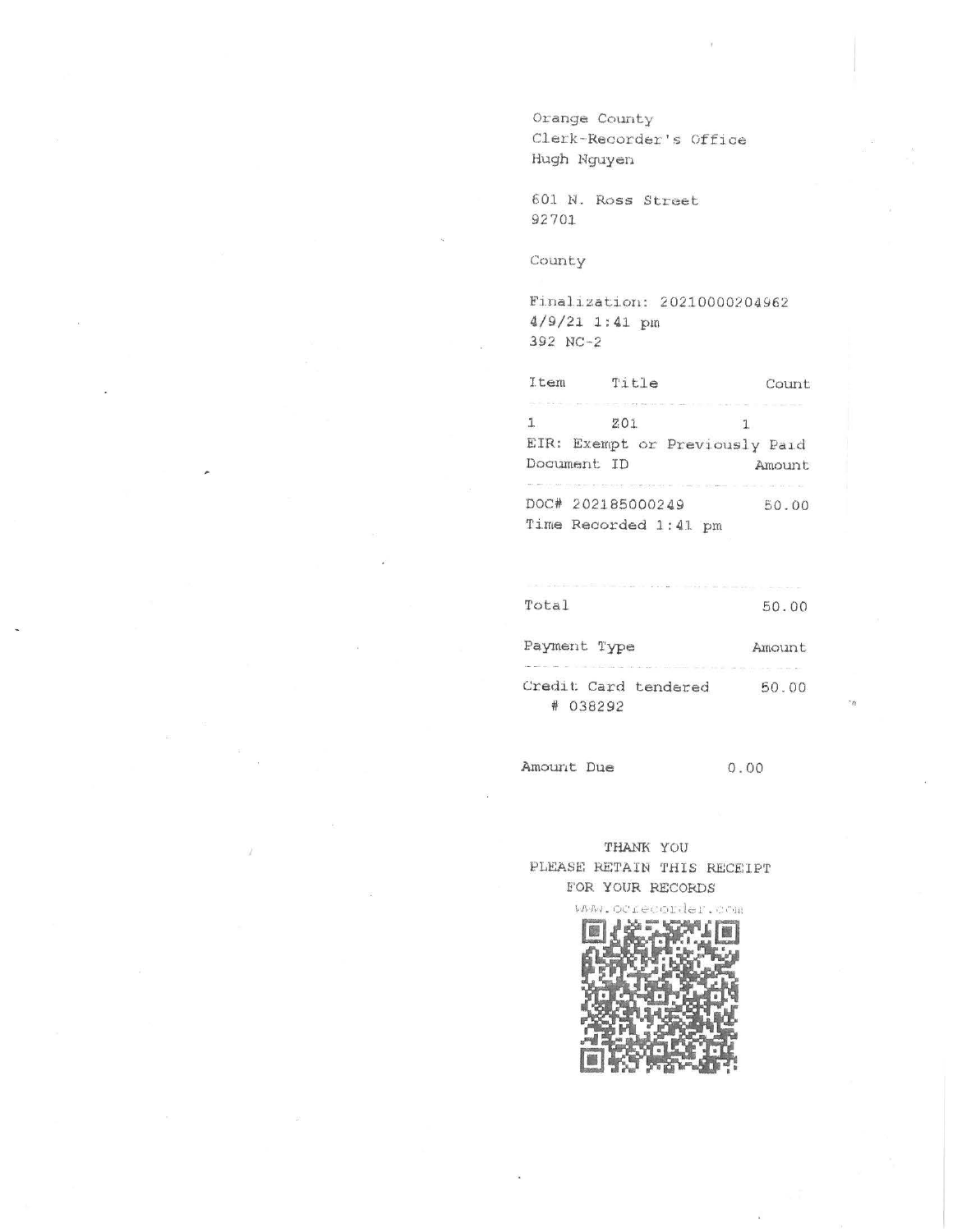Orange County
Clerk-Recorder's Office
Hugh Nguyen

601 N. Ross Street
92701

County

Finalization: 20210000204962
4/9/21 1:41 pm
392 NC-2

| Item | Title | Count |
| --- | --- | --- |
| 1 | Z01 | 1 |

EIR: Exempt or Previously Paid

| Document ID | Amount |
| --- | --- |
| DOC# 202185000249 | 50.00 |

Time Recorded 1:41 pm

| | |
| --- | --- |
| Total | 50.00 |

| Payment Type | Amount |
| --- | --- |
| Credit Card tendered # 038292 | 50.00 |

Amount Due 0.00

THANK YOU
PLEASE RETAIN THIS RECEIPT
FOR YOUR RECORDS
www.ocrecorder.com